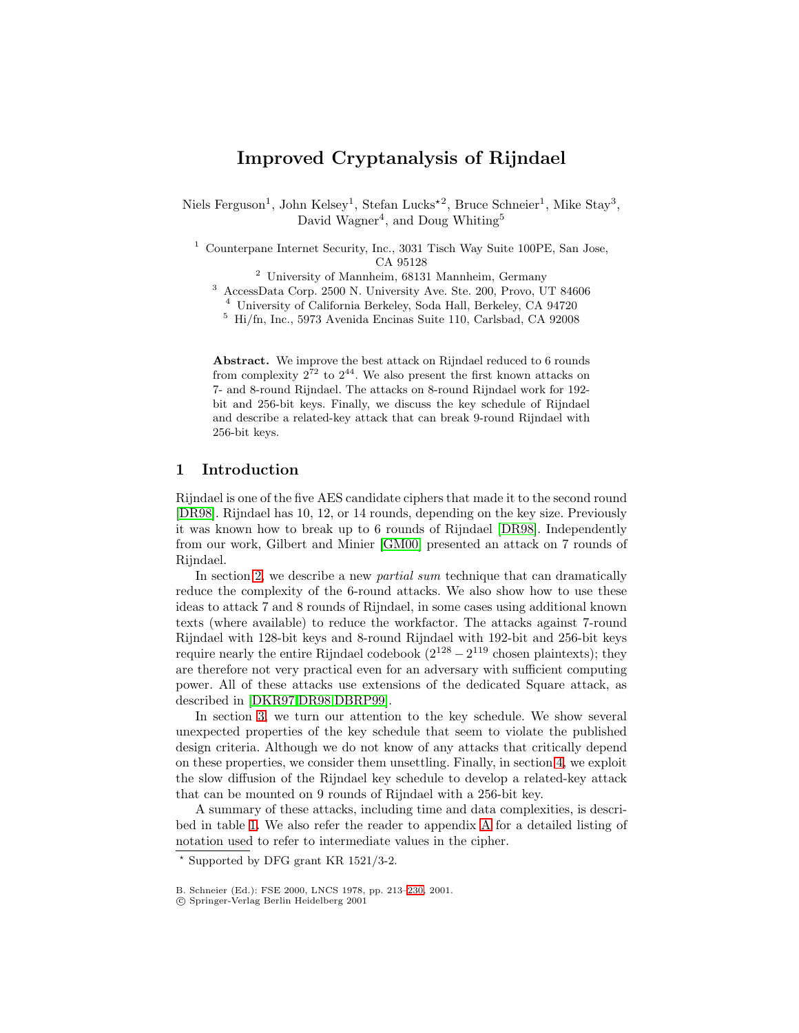# Improved Cryptanalysis of Rijndael

Niels Ferguson[1], John Kelsey[1], Stefan Lucks[⋆2], Bruce Schneier[1], Mike Stay[3], David Wagner[4], and Doug Whiting[5]

[1] Counterpane Internet Security, Inc., 3031 Tisch Way Suite 100PE, San Jose, CA 95128

[2] University of Mannheim, 68131 Mannheim, Germany

[3] AccessData Corp. 2500 N. University Ave. Ste. 200, Provo, UT 84606

[4] University of California Berkeley, Soda Hall, Berkeley, CA 94720

[5] Hi/fn, Inc., 5973 Avenida Encinas Suite 110, Carlsbad, CA 92008

**Abstract.** We improve the best attack on Rijndael reduced to 6 rounds from complexity $2^{72}$ to $2^{44}$. We also present the first known attacks on 7- and 8-round Rijndael. The attacks on 8-round Rijndael work for 192-bit and 256-bit keys. Finally, we discuss the key schedule of Rijndael and describe a related-key attack that can break 9-round Rijndael with 256-bit keys.

## 1 Introduction

Rijndael is one of the five AES candidate ciphers that made it to the second round [DR98]. Rijndael has 10, 12, or 14 rounds, depending on the key size. Previously it was known how to break up to 6 rounds of Rijndael [DR98]. Independently from our work, Gilbert and Minier [GM00] presented an attack on 7 rounds of Rijndael.

In section 2, we describe a new *partial sum* technique that can dramatically reduce the complexity of the 6-round attacks. We also show how to use these ideas to attack 7 and 8 rounds of Rijndael, in some cases using additional known texts (where available) to reduce the workfactor. The attacks against 7-round Rijndael with 128-bit keys and 8-round Rijndael with 192-bit and 256-bit keys require nearly the entire Rijndael codebook ($2^{128} - 2^{119}$ chosen plaintexts); they are therefore not very practical even for an adversary with sufficient computing power. All of these attacks use extensions of the dedicated Square attack, as described in [DKR97,DR98,DBRP99].

In section 3, we turn our attention to the key schedule. We show several unexpected properties of the key schedule that seem to violate the published design criteria. Although we do not know of any attacks that critically depend on these properties, we consider them unsettling. Finally, in section 4, we exploit the slow diffusion of the Rijndael key schedule to develop a related-key attack that can be mounted on 9 rounds of Rijndael with a 256-bit key.

A summary of these attacks, including time and data complexities, is described in table 1. We also refer the reader to appendix A for a detailed listing of notation used to refer to intermediate values in the cipher.

⋆ Supported by DFG grant KR 1521/3-2.

B. Schneier (Ed.): FSE 2000, LNCS 1978, pp. 213–230, 2001.
© Springer-Verlag Berlin Heidelberg 2001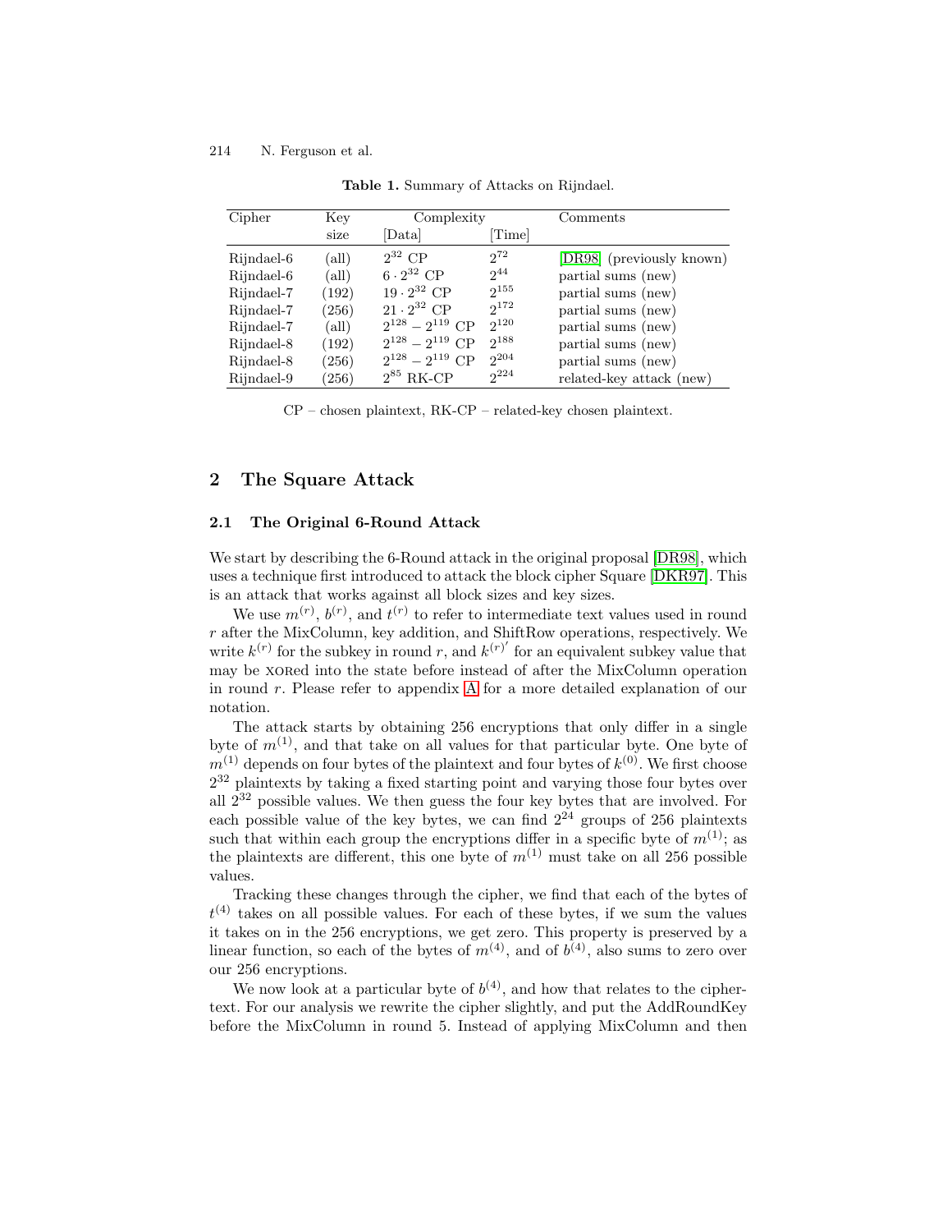**Table 1.** Summary of Attacks on Rijndael.

| Cipher | Key size | Complexity [Data] | [Time] | Comments |
|---|---|---|---|---|
| Rijndael-6 | (all) | $2^{32}$ CP | $2^{72}$ | [DR98] (previously known) |
| Rijndael-6 | (all) | $6 \cdot 2^{32}$ CP | $2^{44}$ | partial sums (new) |
| Rijndael-7 | (192) | $19 \cdot 2^{32}$ CP | $2^{155}$ | partial sums (new) |
| Rijndael-7 | (256) | $21 \cdot 2^{32}$ CP | $2^{172}$ | partial sums (new) |
| Rijndael-7 | (all) | $2^{128} - 2^{119}$ CP | $2^{120}$ | partial sums (new) |
| Rijndael-8 | (192) | $2^{128} - 2^{119}$ CP | $2^{188}$ | partial sums (new) |
| Rijndael-8 | (256) | $2^{128} - 2^{119}$ CP | $2^{204}$ | partial sums (new) |
| Rijndael-9 | (256) | $2^{85}$ RK-CP | $2^{224}$ | related-key attack (new) |

CP – chosen plaintext, RK-CP – related-key chosen plaintext.

## 2 The Square Attack

### 2.1 The Original 6-Round Attack

We start by describing the 6-Round attack in the original proposal [DR98], which uses a technique first introduced to attack the block cipher Square [DKR97]. This is an attack that works against all block sizes and key sizes.

We use $m^{(r)}$, $b^{(r)}$, and $t^{(r)}$ to refer to intermediate text values used in round $r$ after the MixColumn, key addition, and ShiftRow operations, respectively. We write $k^{(r)}$ for the subkey in round $r$, and $k^{(r)'}$ for an equivalent subkey value that may be XORed into the state before instead of after the MixColumn operation in round $r$. Please refer to appendix A for a more detailed explanation of our notation.

The attack starts by obtaining 256 encryptions that only differ in a single byte of $m^{(1)}$, and that take on all values for that particular byte. One byte of $m^{(1)}$ depends on four bytes of the plaintext and four bytes of $k^{(0)}$. We first choose $2^{32}$ plaintexts by taking a fixed starting point and varying those four bytes over all $2^{32}$ possible values. We then guess the four key bytes that are involved. For each possible value of the key bytes, we can find $2^{24}$ groups of 256 plaintexts such that within each group the encryptions differ in a specific byte of $m^{(1)}$; as the plaintexts are different, this one byte of $m^{(1)}$ must take on all 256 possible values.

Tracking these changes through the cipher, we find that each of the bytes of $t^{(4)}$ takes on all possible values. For each of these bytes, if we sum the values it takes on in the 256 encryptions, we get zero. This property is preserved by a linear function, so each of the bytes of $m^{(4)}$, and of $b^{(4)}$, also sums to zero over our 256 encryptions.

We now look at a particular byte of $b^{(4)}$, and how that relates to the ciphertext. For our analysis we rewrite the cipher slightly, and put the AddRoundKey before the MixColumn in round 5. Instead of applying MixColumn and then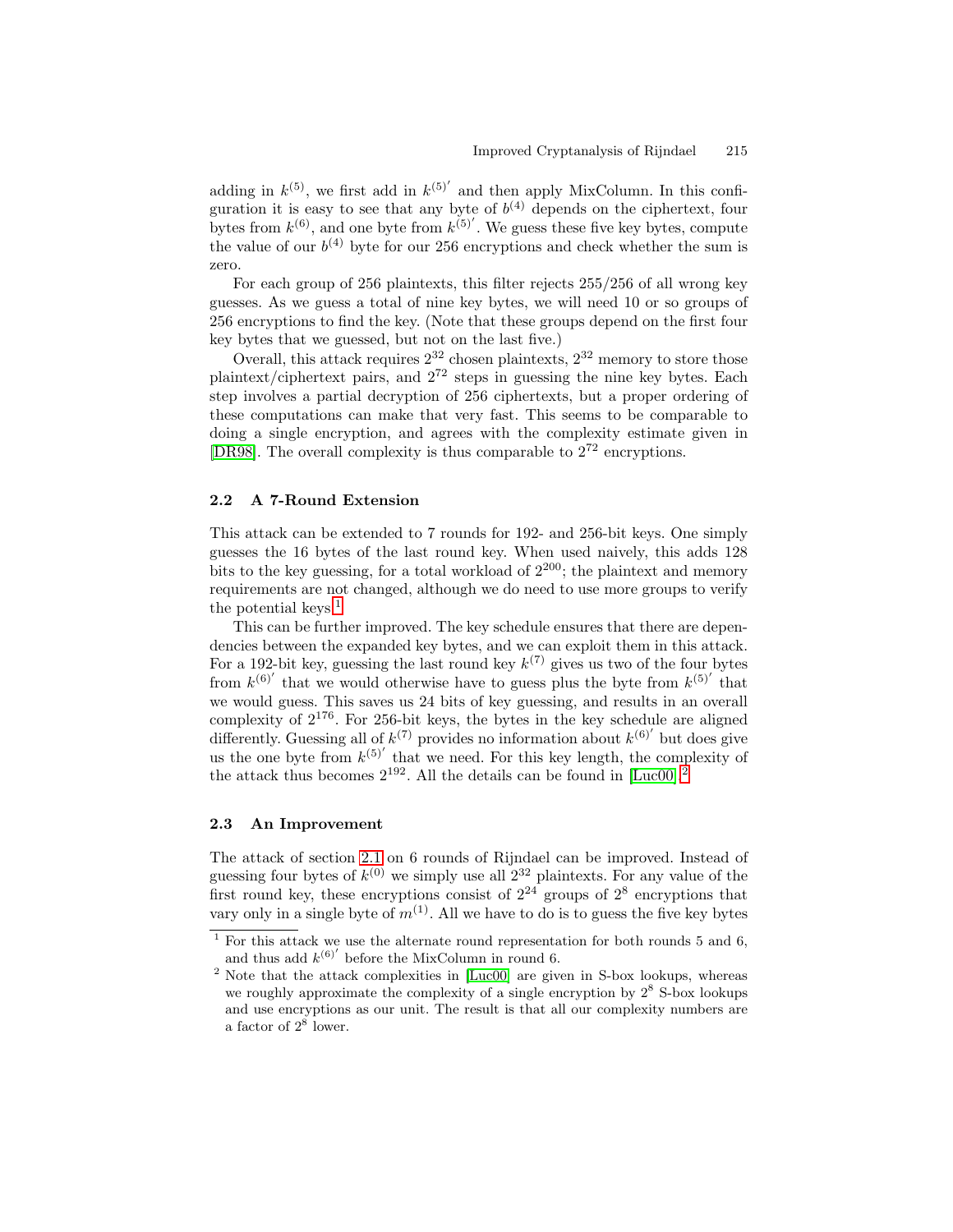adding in $k^{(5)}$, we first add in $k^{(5)'}$ and then apply MixColumn. In this configuration it is easy to see that any byte of $b^{(4)}$ depends on the ciphertext, four bytes from $k^{(6)}$, and one byte from $k^{(5)'}$. We guess these five key bytes, compute the value of our $b^{(4)}$ byte for our 256 encryptions and check whether the sum is zero.

For each group of 256 plaintexts, this filter rejects 255/256 of all wrong key guesses. As we guess a total of nine key bytes, we will need 10 or so groups of 256 encryptions to find the key. (Note that these groups depend on the first four key bytes that we guessed, but not on the last five.)

Overall, this attack requires $2^{32}$ chosen plaintexts, $2^{32}$ memory to store those plaintext/ciphertext pairs, and $2^{72}$ steps in guessing the nine key bytes. Each step involves a partial decryption of 256 ciphertexts, but a proper ordering of these computations can make that very fast. This seems to be comparable to doing a single encryption, and agrees with the complexity estimate given in [DR98]. The overall complexity is thus comparable to $2^{72}$ encryptions.

### 2.2 A 7-Round Extension

This attack can be extended to 7 rounds for 192- and 256-bit keys. One simply guesses the 16 bytes of the last round key. When used naively, this adds 128 bits to the key guessing, for a total workload of $2^{200}$; the plaintext and memory requirements are not changed, although we do need to use more groups to verify the potential keys.[1]

This can be further improved. The key schedule ensures that there are dependencies between the expanded key bytes, and we can exploit them in this attack. For a 192-bit key, guessing the last round key $k^{(7)}$ gives us two of the four bytes from $k^{(6)'}$ that we would otherwise have to guess plus the byte from $k^{(5)'}$ that we would guess. This saves us 24 bits of key guessing, and results in an overall complexity of $2^{176}$. For 256-bit keys, the bytes in the key schedule are aligned differently. Guessing all of $k^{(7)}$ provides no information about $k^{(6)'}$ but does give us the one byte from $k^{(5)'}$ that we need. For this key length, the complexity of the attack thus becomes $2^{192}$. All the details can be found in [Luc00].[2]

### 2.3 An Improvement

The attack of section 2.1 on 6 rounds of Rijndael can be improved. Instead of guessing four bytes of $k^{(0)}$ we simply use all $2^{32}$ plaintexts. For any value of the first round key, these encryptions consist of $2^{24}$ groups of $2^8$ encryptions that vary only in a single byte of $m^{(1)}$. All we have to do is to guess the five key bytes

---

[1] For this attack we use the alternate round representation for both rounds 5 and 6, and thus add $k^{(6)'}$ before the MixColumn in round 6.

[2] Note that the attack complexities in [Luc00] are given in S-box lookups, whereas we roughly approximate the complexity of a single encryption by $2^8$ S-box lookups and use encryptions as our unit. The result is that all our complexity numbers are a factor of $2^8$ lower.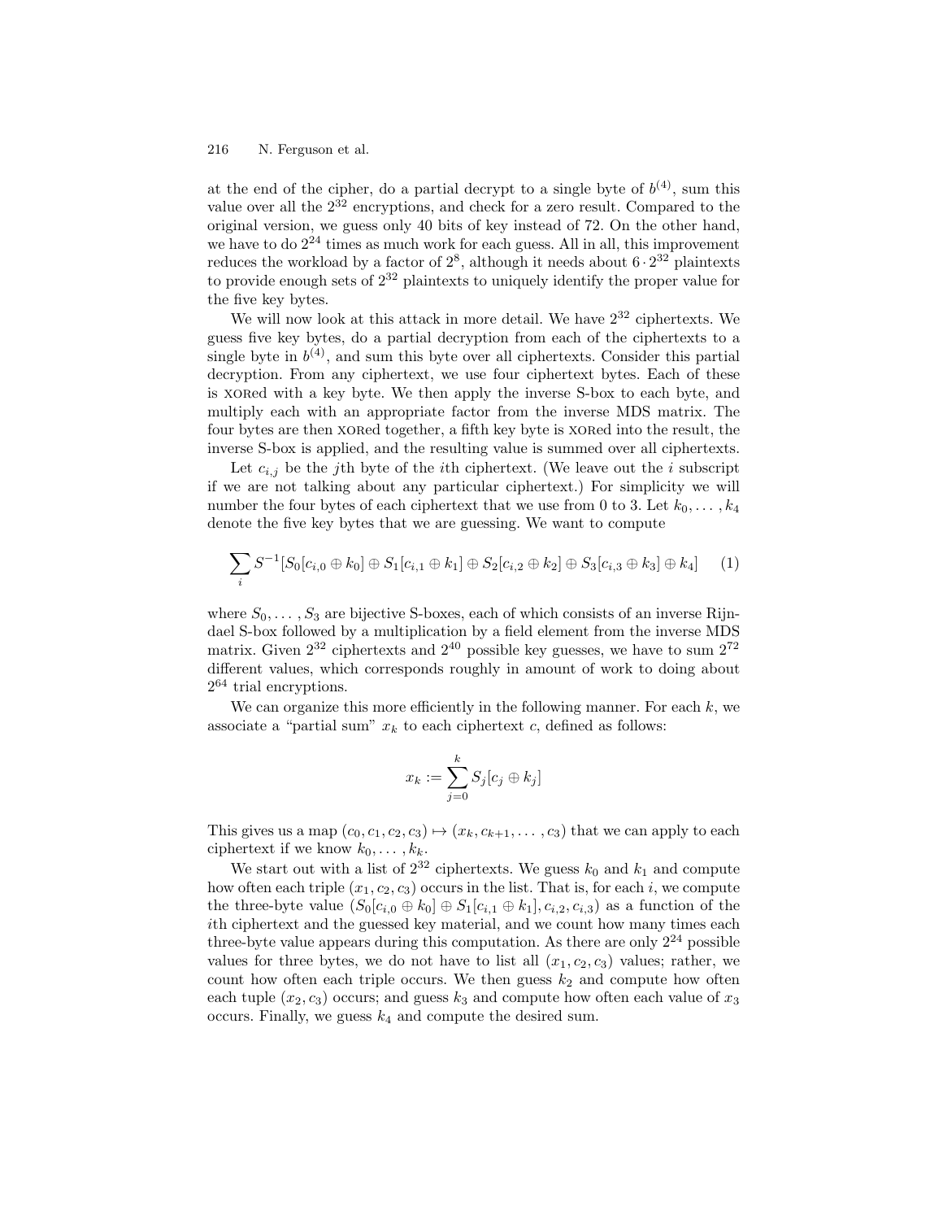at the end of the cipher, do a partial decrypt to a single byte of $b^{(4)}$, sum this value over all the $2^{32}$ encryptions, and check for a zero result. Compared to the original version, we guess only 40 bits of key instead of 72. On the other hand, we have to do $2^{24}$ times as much work for each guess. All in all, this improvement reduces the workload by a factor of $2^8$, although it needs about $6 \cdot 2^{32}$ plaintexts to provide enough sets of $2^{32}$ plaintexts to uniquely identify the proper value for the five key bytes.

We will now look at this attack in more detail. We have $2^{32}$ ciphertexts. We guess five key bytes, do a partial decryption from each of the ciphertexts to a single byte in $b^{(4)}$, and sum this byte over all ciphertexts. Consider this partial decryption. From any ciphertext, we use four ciphertext bytes. Each of these is XORed with a key byte. We then apply the inverse S-box to each byte, and multiply each with an appropriate factor from the inverse MDS matrix. The four bytes are then XORed together, a fifth key byte is XORed into the result, the inverse S-box is applied, and the resulting value is summed over all ciphertexts.

Let $c_{i,j}$ be the $j$th byte of the $i$th ciphertext. (We leave out the $i$ subscript if we are not talking about any particular ciphertext.) For simplicity we will number the four bytes of each ciphertext that we use from 0 to 3. Let $k_0, \ldots, k_4$ denote the five key bytes that we are guessing. We want to compute

$$\sum_i S^{-1}[S_0[c_{i,0} \oplus k_0] \oplus S_1[c_{i,1} \oplus k_1] \oplus S_2[c_{i,2} \oplus k_2] \oplus S_3[c_{i,3} \oplus k_3] \oplus k_4] \qquad (1)$$

where $S_0, \ldots, S_3$ are bijective S-boxes, each of which consists of an inverse Rijndael S-box followed by a multiplication by a field element from the inverse MDS matrix. Given $2^{32}$ ciphertexts and $2^{40}$ possible key guesses, we have to sum $2^{72}$ different values, which corresponds roughly in amount of work to doing about $2^{64}$ trial encryptions.

We can organize this more efficiently in the following manner. For each $k$, we associate a "partial sum" $x_k$ to each ciphertext $c$, defined as follows:

$$x_k := \sum_{j=0}^{k} S_j[c_j \oplus k_j]$$

This gives us a map $(c_0, c_1, c_2, c_3) \mapsto (x_k, c_{k+1}, \ldots, c_3)$ that we can apply to each ciphertext if we know $k_0, \ldots, k_k$.

We start out with a list of $2^{32}$ ciphertexts. We guess $k_0$ and $k_1$ and compute how often each triple $(x_1, c_2, c_3)$ occurs in the list. That is, for each $i$, we compute the three-byte value $(S_0[c_{i,0} \oplus k_0] \oplus S_1[c_{i,1} \oplus k_1], c_{i,2}, c_{i,3})$ as a function of the $i$th ciphertext and the guessed key material, and we count how many times each three-byte value appears during this computation. As there are only $2^{24}$ possible values for three bytes, we do not have to list all $(x_1, c_2, c_3)$ values; rather, we count how often each triple occurs. We then guess $k_2$ and compute how often each tuple $(x_2, c_3)$ occurs; and guess $k_3$ and compute how often each value of $x_3$ occurs. Finally, we guess $k_4$ and compute the desired sum.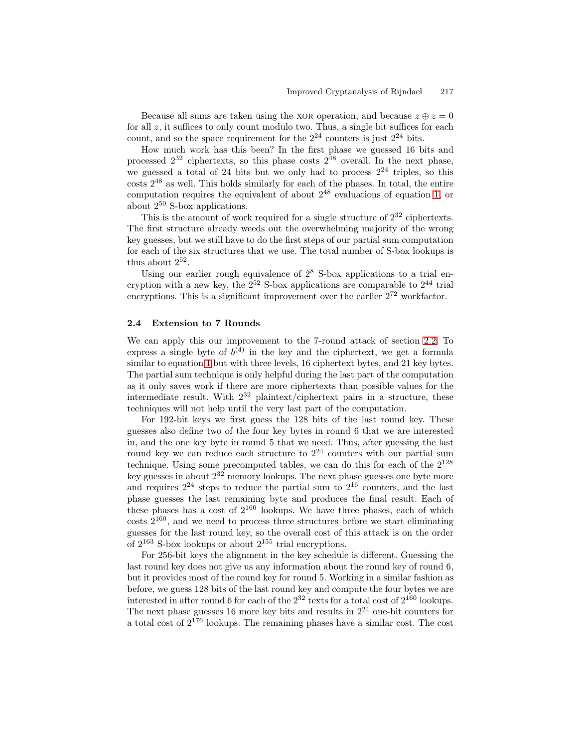Because all sums are taken using the XOR operation, and because $z \oplus z = 0$ for all $z$, it suffices to only count modulo two. Thus, a single bit suffices for each count, and so the space requirement for the $2^{24}$ counters is just $2^{24}$ bits.

How much work has this been? In the first phase we guessed 16 bits and processed $2^{32}$ ciphertexts, so this phase costs $2^{48}$ overall. In the next phase, we guessed a total of 24 bits but we only had to process $2^{24}$ triples, so this costs $2^{48}$ as well. This holds similarly for each of the phases. In total, the entire computation requires the equivalent of about $2^{48}$ evaluations of equation 1, or about $2^{50}$ S-box applications.

This is the amount of work required for a single structure of $2^{32}$ ciphertexts. The first structure already weeds out the overwhelming majority of the wrong key guesses, but we still have to do the first steps of our partial sum computation for each of the six structures that we use. The total number of S-box lookups is thus about $2^{52}$.

Using our earlier rough equivalence of $2^8$ S-box applications to a trial encryption with a new key, the $2^{52}$ S-box applications are comparable to $2^{44}$ trial encryptions. This is a significant improvement over the earlier $2^{72}$ workfactor.

### 2.4 Extension to 7 Rounds

We can apply this our improvement to the 7-round attack of section 2.2. To express a single byte of $b^{(4)}$ in the key and the ciphertext, we get a formula similar to equation 1 but with three levels, 16 ciphertext bytes, and 21 key bytes. The partial sum technique is only helpful during the last part of the computation as it only saves work if there are more ciphertexts than possible values for the intermediate result. With $2^{32}$ plaintext/ciphertext pairs in a structure, these techniques will not help until the very last part of the computation.

For 192-bit keys we first guess the 128 bits of the last round key. These guesses also define two of the four key bytes in round 6 that we are interested in, and the one key byte in round 5 that we need. Thus, after guessing the last round key we can reduce each structure to $2^{24}$ counters with our partial sum technique. Using some precomputed tables, we can do this for each of the $2^{128}$ key guesses in about $2^{32}$ memory lookups. The next phase guesses one byte more and requires $2^{24}$ steps to reduce the partial sum to $2^{16}$ counters, and the last phase guesses the last remaining byte and produces the final result. Each of these phases has a cost of $2^{160}$ lookups. We have three phases, each of which costs $2^{160}$, and we need to process three structures before we start eliminating guesses for the last round key, so the overall cost of this attack is on the order of $2^{163}$ S-box lookups or about $2^{155}$ trial encryptions.

For 256-bit keys the alignment in the key schedule is different. Guessing the last round key does not give us any information about the round key of round 6, but it provides most of the round key for round 5. Working in a similar fashion as before, we guess 128 bits of the last round key and compute the four bytes we are interested in after round 6 for each of the $2^{32}$ texts for a total cost of $2^{160}$ lookups. The next phase guesses 16 more key bits and results in $2^{24}$ one-bit counters for a total cost of $2^{176}$ lookups. The remaining phases have a similar cost. The cost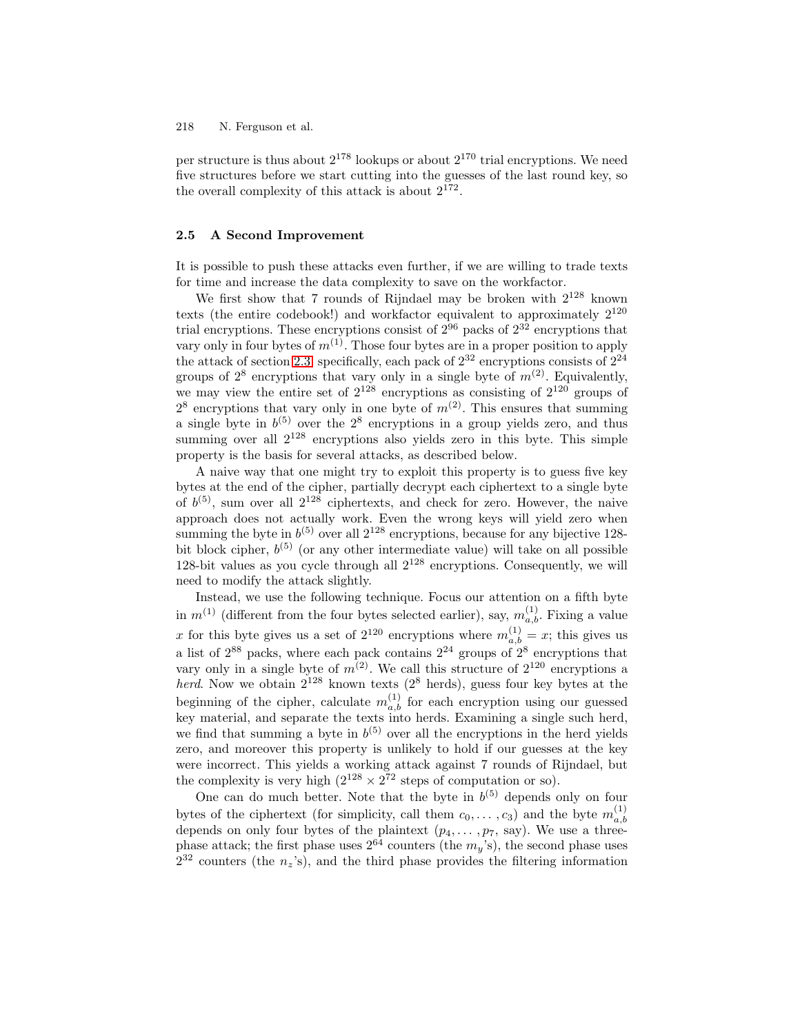per structure is thus about $2^{178}$ lookups or about $2^{170}$ trial encryptions. We need five structures before we start cutting into the guesses of the last round key, so the overall complexity of this attack is about $2^{172}$.

### 2.5 A Second Improvement

It is possible to push these attacks even further, if we are willing to trade texts for time and increase the data complexity to save on the workfactor.

We first show that 7 rounds of Rijndael may be broken with $2^{128}$ known texts (the entire codebook!) and workfactor equivalent to approximately $2^{120}$ trial encryptions. These encryptions consist of $2^{96}$ packs of $2^{32}$ encryptions that vary only in four bytes of $m^{(1)}$. Those four bytes are in a proper position to apply the attack of section 2.3; specifically, each pack of $2^{32}$ encryptions consists of $2^{24}$ groups of $2^8$ encryptions that vary only in a single byte of $m^{(2)}$. Equivalently, we may view the entire set of $2^{128}$ encryptions as consisting of $2^{120}$ groups of $2^8$ encryptions that vary only in one byte of $m^{(2)}$. This ensures that summing a single byte in $b^{(5)}$ over the $2^8$ encryptions in a group yields zero, and thus summing over all $2^{128}$ encryptions also yields zero in this byte. This simple property is the basis for several attacks, as described below.

A naive way that one might try to exploit this property is to guess five key bytes at the end of the cipher, partially decrypt each ciphertext to a single byte of $b^{(5)}$, sum over all $2^{128}$ ciphertexts, and check for zero. However, the naive approach does not actually work. Even the wrong keys will yield zero when summing the byte in $b^{(5)}$ over all $2^{128}$ encryptions, because for any bijective 128-bit block cipher, $b^{(5)}$ (or any other intermediate value) will take on all possible 128-bit values as you cycle through all $2^{128}$ encryptions. Consequently, we will need to modify the attack slightly.

Instead, we use the following technique. Focus our attention on a fifth byte in $m^{(1)}$ (different from the four bytes selected earlier), say, $m^{(1)}_{a,b}$. Fixing a value $x$ for this byte gives us a set of $2^{120}$ encryptions where $m^{(1)}_{a,b} = x$; this gives us a list of $2^{88}$ packs, where each pack contains $2^{24}$ groups of $2^8$ encryptions that vary only in a single byte of $m^{(2)}$. We call this structure of $2^{120}$ encryptions a *herd*. Now we obtain $2^{128}$ known texts ($2^8$ herds), guess four key bytes at the beginning of the cipher, calculate $m^{(1)}_{a,b}$ for each encryption using our guessed key material, and separate the texts into herds. Examining a single such herd, we find that summing a byte in $b^{(5)}$ over all the encryptions in the herd yields zero, and moreover this property is unlikely to hold if our guesses at the key were incorrect. This yields a working attack against 7 rounds of Rijndael, but the complexity is very high ($2^{128} \times 2^{72}$ steps of computation or so).

One can do much better. Note that the byte in $b^{(5)}$ depends only on four bytes of the ciphertext (for simplicity, call them $c_0, \ldots, c_3$) and the byte $m^{(1)}_{a,b}$ depends on only four bytes of the plaintext ($p_4, \ldots, p_7$, say). We use a three-phase attack; the first phase uses $2^{64}$ counters (the $m_y$'s), the second phase uses $2^{32}$ counters (the $n_z$'s), and the third phase provides the filtering information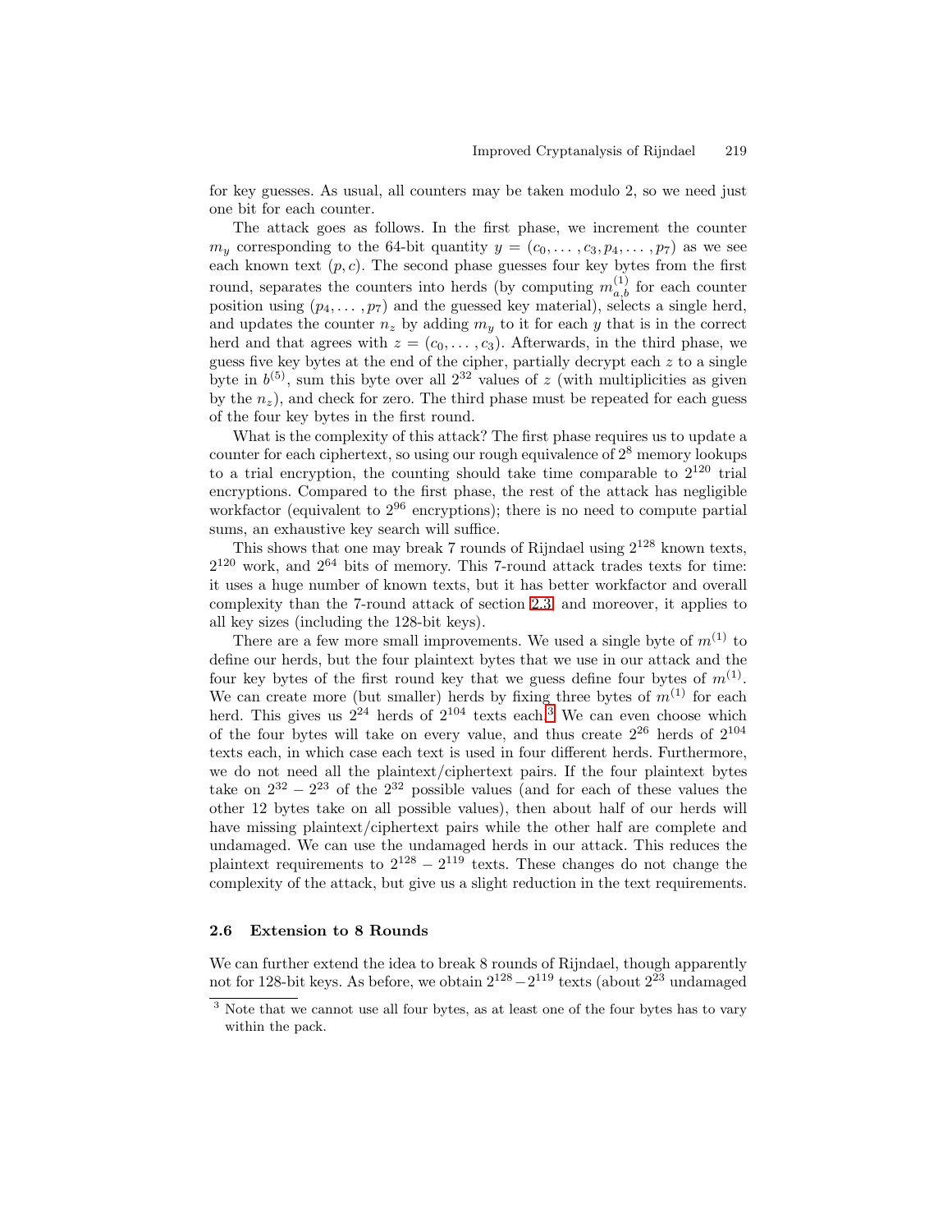for key guesses. As usual, all counters may be taken modulo 2, so we need just one bit for each counter.

The attack goes as follows. In the first phase, we increment the counter $m_y$ corresponding to the 64-bit quantity $y = (c_0, \ldots, c_3, p_4, \ldots, p_7)$ as we see each known text $(p, c)$. The second phase guesses four key bytes from the first round, separates the counters into herds (by computing $m^{(1)}_{a,b}$ for each counter position using $(p_4, \ldots, p_7)$ and the guessed key material), selects a single herd, and updates the counter $n_z$ by adding $m_y$ to it for each $y$ that is in the correct herd and that agrees with $z = (c_0, \ldots, c_3)$. Afterwards, in the third phase, we guess five key bytes at the end of the cipher, partially decrypt each $z$ to a single byte in $b^{(5)}$, sum this byte over all $2^{32}$ values of $z$ (with multiplicities as given by the $n_z$), and check for zero. The third phase must be repeated for each guess of the four key bytes in the first round.

What is the complexity of this attack? The first phase requires us to update a counter for each ciphertext, so using our rough equivalence of $2^8$ memory lookups to a trial encryption, the counting should take time comparable to $2^{120}$ trial encryptions. Compared to the first phase, the rest of the attack has negligible workfactor (equivalent to $2^{96}$ encryptions); there is no need to compute partial sums, an exhaustive key search will suffice.

This shows that one may break 7 rounds of Rijndael using $2^{128}$ known texts, $2^{120}$ work, and $2^{64}$ bits of memory. This 7-round attack trades texts for time: it uses a huge number of known texts, but it has better workfactor and overall complexity than the 7-round attack of section 2.3, and moreover, it applies to all key sizes (including the 128-bit keys).

There are a few more small improvements. We used a single byte of $m^{(1)}$ to define our herds, but the four plaintext bytes that we use in our attack and the four key bytes of the first round key that we guess define four bytes of $m^{(1)}$. We can create more (but smaller) herds by fixing three bytes of $m^{(1)}$ for each herd. This gives us $2^{24}$ herds of $2^{104}$ texts each.[3] We can even choose which of the four bytes will take on every value, and thus create $2^{26}$ herds of $2^{104}$ texts each, in which case each text is used in four different herds. Furthermore, we do not need all the plaintext/ciphertext pairs. If the four plaintext bytes take on $2^{32} - 2^{23}$ of the $2^{32}$ possible values (and for each of these values the other 12 bytes take on all possible values), then about half of our herds will have missing plaintext/ciphertext pairs while the other half are complete and undamaged. We can use the undamaged herds in our attack. This reduces the plaintext requirements to $2^{128} - 2^{119}$ texts. These changes do not change the complexity of the attack, but give us a slight reduction in the text requirements.

### 2.6 Extension to 8 Rounds

We can further extend the idea to break 8 rounds of Rijndael, though apparently not for 128-bit keys. As before, we obtain $2^{128} - 2^{119}$ texts (about $2^{23}$ undamaged

[3] Note that we cannot use all four bytes, as at least one of the four bytes has to vary within the pack.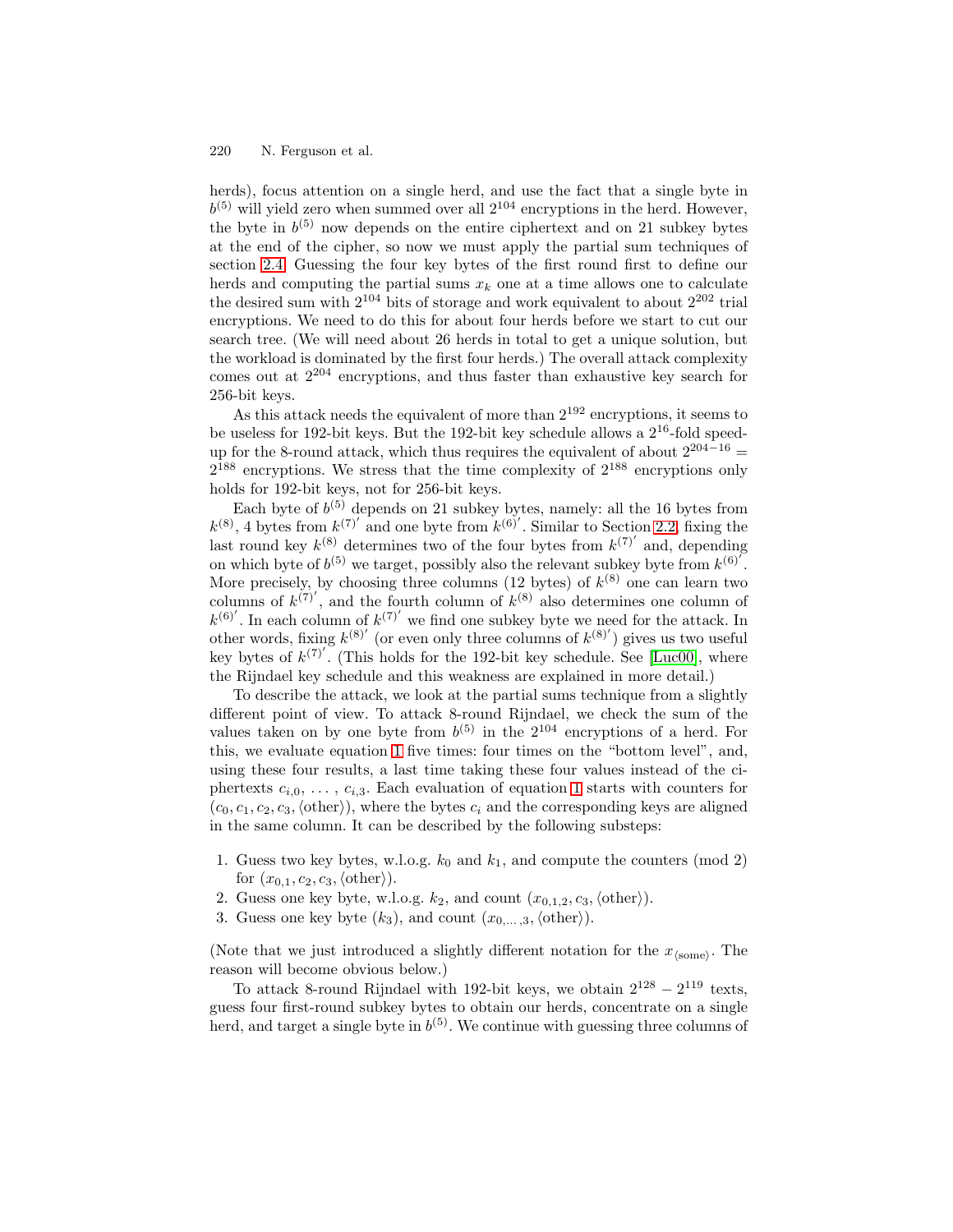herds), focus attention on a single herd, and use the fact that a single byte in $b^{(5)}$ will yield zero when summed over all $2^{104}$ encryptions in the herd. However, the byte in $b^{(5)}$ now depends on the entire ciphertext and on 21 subkey bytes at the end of the cipher, so now we must apply the partial sum techniques of section 2.4. Guessing the four key bytes of the first round first to define our herds and computing the partial sums $x_k$ one at a time allows one to calculate the desired sum with $2^{104}$ bits of storage and work equivalent to about $2^{202}$ trial encryptions. We need to do this for about four herds before we start to cut our search tree. (We will need about 26 herds in total to get a unique solution, but the workload is dominated by the first four herds.) The overall attack complexity comes out at $2^{204}$ encryptions, and thus faster than exhaustive key search for 256-bit keys.

As this attack needs the equivalent of more than $2^{192}$ encryptions, it seems to be useless for 192-bit keys. But the 192-bit key schedule allows a $2^{16}$-fold speed-up for the 8-round attack, which thus requires the equivalent of about $2^{204-16} = 2^{188}$ encryptions. We stress that the time complexity of $2^{188}$ encryptions only holds for 192-bit keys, not for 256-bit keys.

Each byte of $b^{(5)}$ depends on 21 subkey bytes, namely: all the 16 bytes from $k^{(8)}$, 4 bytes from $k^{(7)'}$ and one byte from $k^{(6)'}$. Similar to Section 2.2, fixing the last round key $k^{(8)}$ determines two of the four bytes from $k^{(7)'}$ and, depending on which byte of $b^{(5)}$ we target, possibly also the relevant subkey byte from $k^{(6)'}$. More precisely, by choosing three columns (12 bytes) of $k^{(8)}$ one can learn two columns of $k^{(7)'}$, and the fourth column of $k^{(8)}$ also determines one column of $k^{(6)'}$. In each column of $k^{(7)'}$ we find one subkey byte we need for the attack. In other words, fixing $k^{(8)'}$ (or even only three columns of $k^{(8)'}$) gives us two useful key bytes of $k^{(7)'}$. (This holds for the 192-bit key schedule. See [Luc00], where the Rijndael key schedule and this weakness are explained in more detail.)

To describe the attack, we look at the partial sums technique from a slightly different point of view. To attack 8-round Rijndael, we check the sum of the values taken on by one byte from $b^{(5)}$ in the $2^{104}$ encryptions of a herd. For this, we evaluate equation 1 five times: four times on the "bottom level", and, using these four results, a last time taking these four values instead of the ciphertexts $c_{i,0}, \ldots, c_{i,3}$. Each evaluation of equation 1 starts with counters for $(c_0, c_1, c_2, c_3, \langle\text{other}\rangle)$, where the bytes $c_i$ and the corresponding keys are aligned in the same column. It can be described by the following substeps:

1. Guess two key bytes, w.l.o.g. $k_0$ and $k_1$, and compute the counters (mod 2) for $(x_{0,1}, c_2, c_3, \langle\text{other}\rangle)$.
2. Guess one key byte, w.l.o.g. $k_2$, and count $(x_{0,1,2}, c_3, \langle\text{other}\rangle)$.
3. Guess one key byte ($k_3$), and count $(x_{0,\ldots,3}, \langle\text{other}\rangle)$.

(Note that we just introduced a slightly different notation for the $x_{\langle\text{some}\rangle}$. The reason will become obvious below.)

To attack 8-round Rijndael with 192-bit keys, we obtain $2^{128} - 2^{119}$ texts, guess four first-round subkey bytes to obtain our herds, concentrate on a single herd, and target a single byte in $b^{(5)}$. We continue with guessing three columns of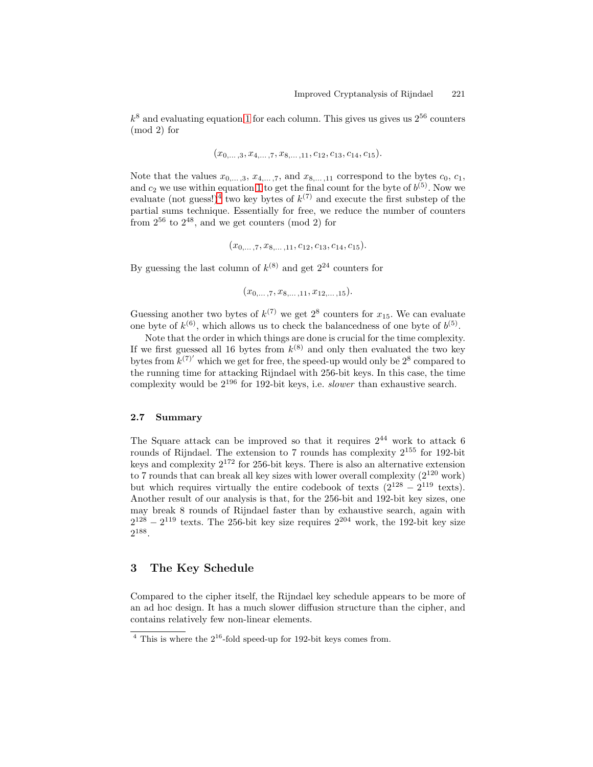$k^8$ and evaluating equation 1 for each column. This gives us gives us $2^{56}$ counters (mod 2) for

$$(x_{0,\ldots,3}, x_{4,\ldots,7}, x_{8,\ldots,11}, c_{12}, c_{13}, c_{14}, c_{15}).$$

Note that the values $x_{0,\ldots,3}$, $x_{4,\ldots,7}$, and $x_{8,\ldots,11}$ correspond to the bytes $c_0$, $c_1$, and $c_2$ we use within equation 1 to get the final count for the byte of $b^{(5)}$. Now we evaluate (not guess!)[4] two key bytes of $k^{(7)}$ and execute the first substep of the partial sums technique. Essentially for free, we reduce the number of counters from $2^{56}$ to $2^{48}$, and we get counters (mod 2) for

$$(x_{0,\ldots,7}, x_{8,\ldots,11}, c_{12}, c_{13}, c_{14}, c_{15}).$$

By guessing the last column of $k^{(8)}$ and get $2^{24}$ counters for

$$(x_{0,\ldots,7}, x_{8,\ldots,11}, x_{12,\ldots,15}).$$

Guessing another two bytes of $k^{(7)}$ we get $2^8$ counters for $x_{15}$. We can evaluate one byte of $k^{(6)}$, which allows us to check the balancedness of one byte of $b^{(5)}$.

Note that the order in which things are done is crucial for the time complexity. If we first guessed all 16 bytes from $k^{(8)}$ and only then evaluated the two key bytes from $k^{(7)'}$ which we get for free, the speed-up would only be $2^8$ compared to the running time for attacking Rijndael with 256-bit keys. In this case, the time complexity would be $2^{196}$ for 192-bit keys, i.e. *slower* than exhaustive search.

### 2.7 Summary

The Square attack can be improved so that it requires $2^{44}$ work to attack 6 rounds of Rijndael. The extension to 7 rounds has complexity $2^{155}$ for 192-bit keys and complexity $2^{172}$ for 256-bit keys. There is also an alternative extension to 7 rounds that can break all key sizes with lower overall complexity ($2^{120}$ work) but which requires virtually the entire codebook of texts ($2^{128} - 2^{119}$ texts). Another result of our analysis is that, for the 256-bit and 192-bit key sizes, one may break 8 rounds of Rijndael faster than by exhaustive search, again with $2^{128} - 2^{119}$ texts. The 256-bit key size requires $2^{204}$ work, the 192-bit key size $2^{188}$.

## 3 The Key Schedule

Compared to the cipher itself, the Rijndael key schedule appears to be more of an ad hoc design. It has a much slower diffusion structure than the cipher, and contains relatively few non-linear elements.

---

[4] This is where the $2^{16}$-fold speed-up for 192-bit keys comes from.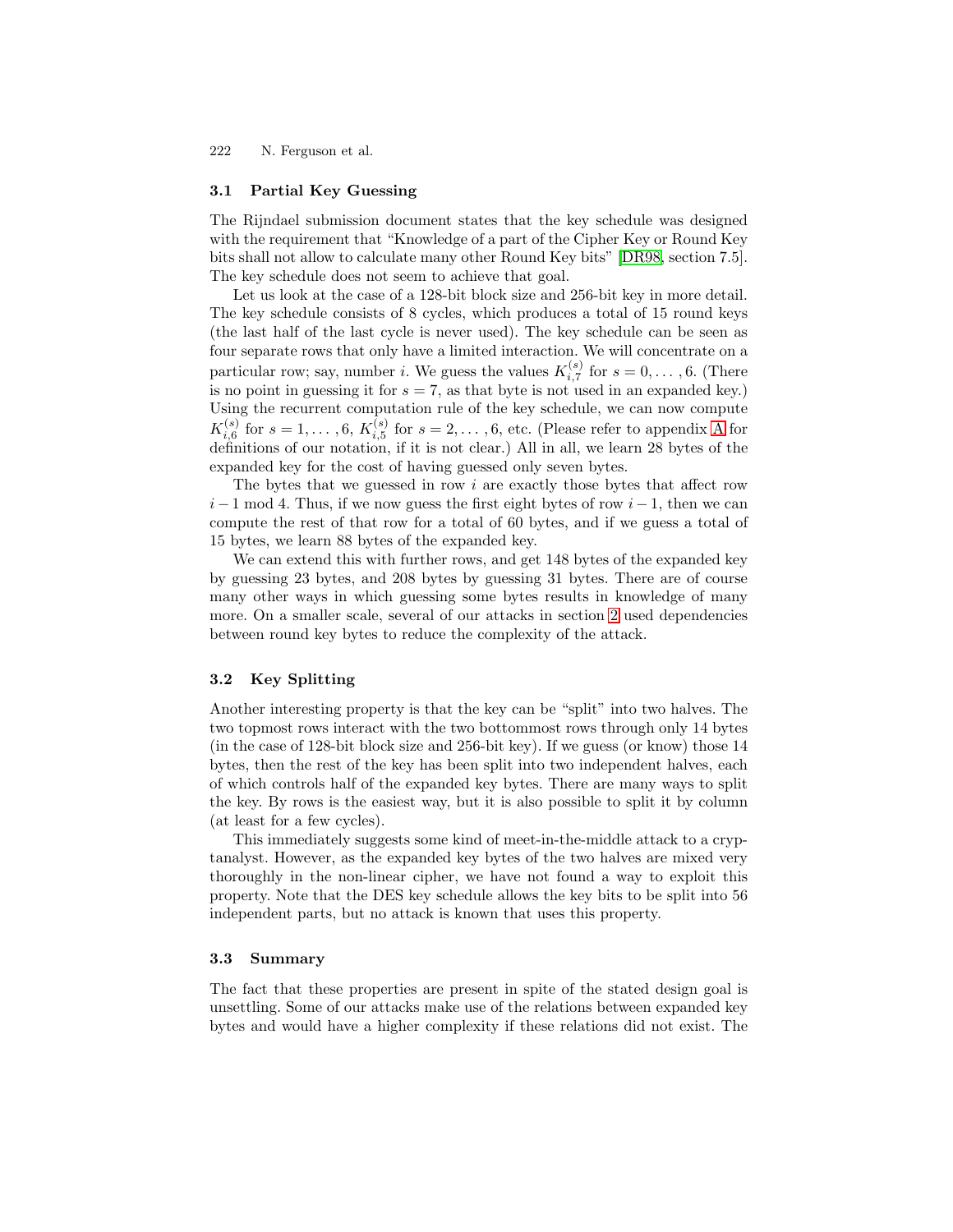### 3.1 Partial Key Guessing

The Rijndael submission document states that the key schedule was designed with the requirement that "Knowledge of a part of the Cipher Key or Round Key bits shall not allow to calculate many other Round Key bits" [DR98, section 7.5]. The key schedule does not seem to achieve that goal.

Let us look at the case of a 128-bit block size and 256-bit key in more detail. The key schedule consists of 8 cycles, which produces a total of 15 round keys (the last half of the last cycle is never used). The key schedule can be seen as four separate rows that only have a limited interaction. We will concentrate on a particular row; say, number $i$. We guess the values $K_{i,7}^{(s)}$ for $s = 0, \ldots, 6$. (There is no point in guessing it for $s = 7$, as that byte is not used in an expanded key.) Using the recurrent computation rule of the key schedule, we can now compute $K_{i,6}^{(s)}$ for $s = 1, \ldots, 6$, $K_{i,5}^{(s)}$ for $s = 2, \ldots, 6$, etc. (Please refer to appendix A for definitions of our notation, if it is not clear.) All in all, we learn 28 bytes of the expanded key for the cost of having guessed only seven bytes.

The bytes that we guessed in row $i$ are exactly those bytes that affect row $i - 1 \bmod 4$. Thus, if we now guess the first eight bytes of row $i - 1$, then we can compute the rest of that row for a total of 60 bytes, and if we guess a total of 15 bytes, we learn 88 bytes of the expanded key.

We can extend this with further rows, and get 148 bytes of the expanded key by guessing 23 bytes, and 208 bytes by guessing 31 bytes. There are of course many other ways in which guessing some bytes results in knowledge of many more. On a smaller scale, several of our attacks in section 2 used dependencies between round key bytes to reduce the complexity of the attack.

### 3.2 Key Splitting

Another interesting property is that the key can be "split" into two halves. The two topmost rows interact with the two bottommost rows through only 14 bytes (in the case of 128-bit block size and 256-bit key). If we guess (or know) those 14 bytes, then the rest of the key has been split into two independent halves, each of which controls half of the expanded key bytes. There are many ways to split the key. By rows is the easiest way, but it is also possible to split it by column (at least for a few cycles).

This immediately suggests some kind of meet-in-the-middle attack to a cryptanalyst. However, as the expanded key bytes of the two halves are mixed very thoroughly in the non-linear cipher, we have not found a way to exploit this property. Note that the DES key schedule allows the key bits to be split into 56 independent parts, but no attack is known that uses this property.

### 3.3 Summary

The fact that these properties are present in spite of the stated design goal is unsettling. Some of our attacks make use of the relations between expanded key bytes and would have a higher complexity if these relations did not exist. The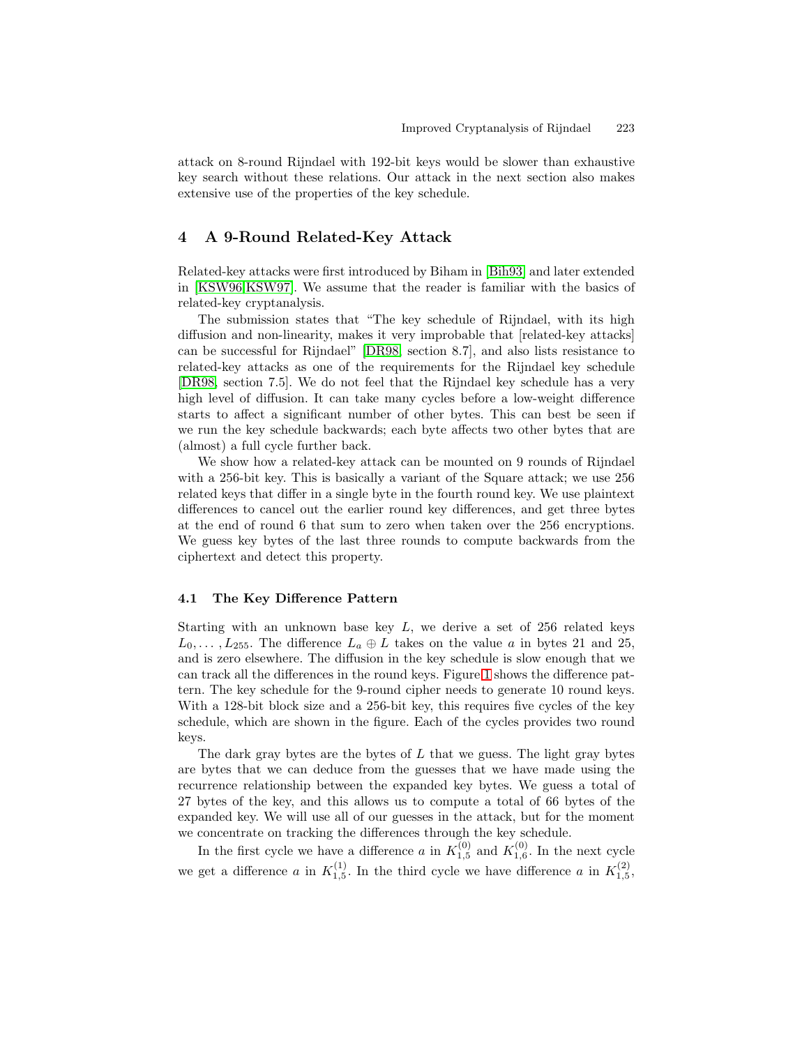attack on 8-round Rijndael with 192-bit keys would be slower than exhaustive key search without these relations. Our attack in the next section also makes extensive use of the properties of the key schedule.

## 4 A 9-Round Related-Key Attack

Related-key attacks were first introduced by Biham in [Bih93] and later extended in [KSW96,KSW97]. We assume that the reader is familiar with the basics of related-key cryptanalysis.

The submission states that "The key schedule of Rijndael, with its high diffusion and non-linearity, makes it very improbable that [related-key attacks] can be successful for Rijndael" [DR98, section 8.7], and also lists resistance to related-key attacks as one of the requirements for the Rijndael key schedule [DR98, section 7.5]. We do not feel that the Rijndael key schedule has a very high level of diffusion. It can take many cycles before a low-weight difference starts to affect a significant number of other bytes. This can best be seen if we run the key schedule backwards; each byte affects two other bytes that are (almost) a full cycle further back.

We show how a related-key attack can be mounted on 9 rounds of Rijndael with a 256-bit key. This is basically a variant of the Square attack; we use 256 related keys that differ in a single byte in the fourth round key. We use plaintext differences to cancel out the earlier round key differences, and get three bytes at the end of round 6 that sum to zero when taken over the 256 encryptions. We guess key bytes of the last three rounds to compute backwards from the ciphertext and detect this property.

### 4.1 The Key Difference Pattern

Starting with an unknown base key $L$, we derive a set of 256 related keys $L_0, \ldots, L_{255}$. The difference $L_a \oplus L$ takes on the value $a$ in bytes 21 and 25, and is zero elsewhere. The diffusion in the key schedule is slow enough that we can track all the differences in the round keys. Figure 1 shows the difference pattern. The key schedule for the 9-round cipher needs to generate 10 round keys. With a 128-bit block size and a 256-bit key, this requires five cycles of the key schedule, which are shown in the figure. Each of the cycles provides two round keys.

The dark gray bytes are the bytes of $L$ that we guess. The light gray bytes are bytes that we can deduce from the guesses that we have made using the recurrence relationship between the expanded key bytes. We guess a total of 27 bytes of the key, and this allows us to compute a total of 66 bytes of the expanded key. We will use all of our guesses in the attack, but for the moment we concentrate on tracking the differences through the key schedule.

In the first cycle we have a difference $a$ in $K^{(0)}_{1,5}$ and $K^{(0)}_{1,6}$. In the next cycle we get a difference $a$ in $K^{(1)}_{1,5}$. In the third cycle we have difference $a$ in $K^{(2)}_{1,5}$,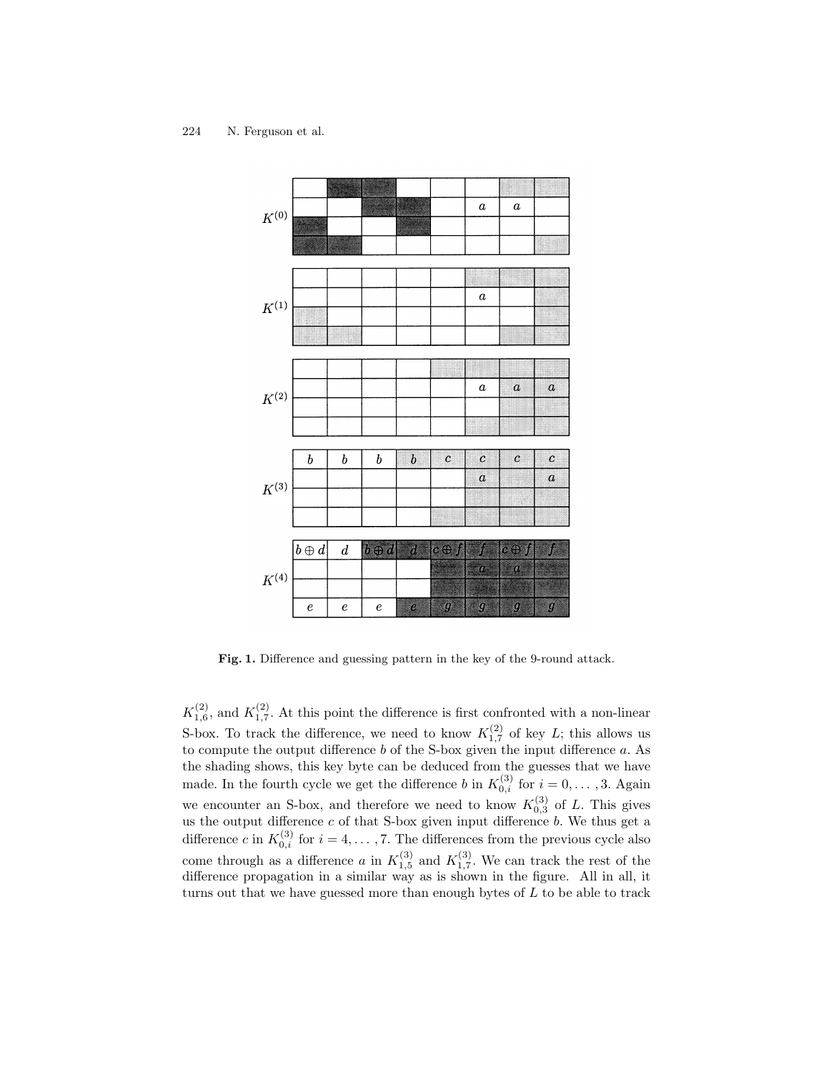| | | | | | | | | |
|---|---|---|---|---|---|---|---|---|
| $K^{(0)}$ | | | | | | | | |
| | | | | | | $a$ | $a$ | |
| | | | | | | | | |
| | | | | | | | | |

| | | | | | | | | |
|---|---|---|---|---|---|---|---|---|
| $K^{(1)}$ | | | | | | | | |
| | | | | | | $a$ | | |
| | | | | | | | | |
| | | | | | | | | |

| | | | | | | | | |
|---|---|---|---|---|---|---|---|---|
| $K^{(2)}$ | | | | | | | | |
| | | | | | | $a$ | $a$ | $a$ |
| | | | | | | | | |
| | | | | | | | | |

| | | | | | | | | |
|---|---|---|---|---|---|---|---|---|
| $K^{(3)}$ | $b$ | $b$ | $b$ | $b$ | $c$ | $c$ | $c$ | $c$ |
| | | | | | | $a$ | | $a$ |
| | | | | | | | | |
| | | | | | | | | |

| | | | | | | | | |
|---|---|---|---|---|---|---|---|---|
| $K^{(4)}$ | $b \oplus d$ | $d$ | $b \oplus d$ | $d$ | $c \oplus f$ | $f$ | $c \oplus f$ | $f$ |
| | | | | | | $a$ | $a$ | |
| | | | | | | | | |
| | $e$ | $e$ | $e$ | $e$ | $g$ | $g$ | $g$ | $g$ |

**Fig. 1.** Difference and guessing pattern in the key of the 9-round attack.

$K_{1,6}^{(2)}$, and $K_{1,7}^{(2)}$. At this point the difference is first confronted with a non-linear S-box. To track the difference, we need to know $K_{1,7}^{(2)}$ of key $L$; this allows us to compute the output difference $b$ of the S-box given the input difference $a$. As the shading shows, this key byte can be deduced from the guesses that we have made. In the fourth cycle we get the difference $b$ in $K_{0,i}^{(3)}$ for $i = 0, \ldots, 3$. Again we encounter an S-box, and therefore we need to know $K_{0,3}^{(3)}$ of $L$. This gives us the output difference $c$ of that S-box given input difference $b$. We thus get a difference $c$ in $K_{0,i}^{(3)}$ for $i = 4, \ldots, 7$. The differences from the previous cycle also come through as a difference $a$ in $K_{1,5}^{(3)}$ and $K_{1,7}^{(3)}$. We can track the rest of the difference propagation in a similar way as is shown in the figure. All in all, it turns out that we have guessed more than enough bytes of $L$ to be able to track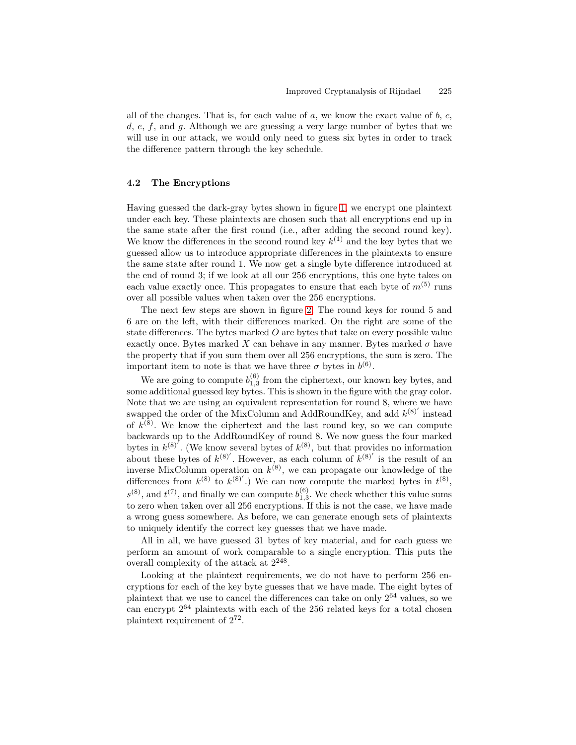all of the changes. That is, for each value of $a$, we know the exact value of $b$, $c$, $d$, $e$, $f$, and $g$. Although we are guessing a very large number of bytes that we will use in our attack, we would only need to guess six bytes in order to track the difference pattern through the key schedule.

### 4.2 The Encryptions

Having guessed the dark-gray bytes shown in figure 1, we encrypt one plaintext under each key. These plaintexts are chosen such that all encryptions end up in the same state after the first round (i.e., after adding the second round key). We know the differences in the second round key $k^{(1)}$ and the key bytes that we guessed allow us to introduce appropriate differences in the plaintexts to ensure the same state after round 1. We now get a single byte difference introduced at the end of round 3; if we look at all our 256 encryptions, this one byte takes on each value exactly once. This propagates to ensure that each byte of $m^{(5)}$ runs over all possible values when taken over the 256 encryptions.

The next few steps are shown in figure 2. The round keys for round 5 and 6 are on the left, with their differences marked. On the right are some of the state differences. The bytes marked $O$ are bytes that take on every possible value exactly once. Bytes marked $X$ can behave in any manner. Bytes marked $\sigma$ have the property that if you sum them over all 256 encryptions, the sum is zero. The important item to note is that we have three $\sigma$ bytes in $b^{(6)}$.

We are going to compute $b^{(6)}_{1,3}$ from the ciphertext, our known key bytes, and some additional guessed key bytes. This is shown in the figure with the gray color. Note that we are using an equivalent representation for round 8, where we have swapped the order of the MixColumn and AddRoundKey, and add $k^{(8)'}$ instead of $k^{(8)}$. We know the ciphertext and the last round key, so we can compute backwards up to the AddRoundKey of round 8. We now guess the four marked bytes in $k^{(8)'}$. (We know several bytes of $k^{(8)}$, but that provides no information about these bytes of $k^{(8)'}$. However, as each column of $k^{(8)'}$ is the result of an inverse MixColumn operation on $k^{(8)}$, we can propagate our knowledge of the differences from $k^{(8)}$ to $k^{(8)'}$.) We can now compute the marked bytes in $t^{(8)}$, $s^{(8)}$, and $t^{(7)}$, and finally we can compute $b^{(6)}_{1,3}$. We check whether this value sums to zero when taken over all 256 encryptions. If this is not the case, we have made a wrong guess somewhere. As before, we can generate enough sets of plaintexts to uniquely identify the correct key guesses that we have made.

All in all, we have guessed 31 bytes of key material, and for each guess we perform an amount of work comparable to a single encryption. This puts the overall complexity of the attack at $2^{248}$.

Looking at the plaintext requirements, we do not have to perform 256 encryptions for each of the key byte guesses that we have made. The eight bytes of plaintext that we use to cancel the differences can take on only $2^{64}$ values, so we can encrypt $2^{64}$ plaintexts with each of the 256 related keys for a total chosen plaintext requirement of $2^{72}$.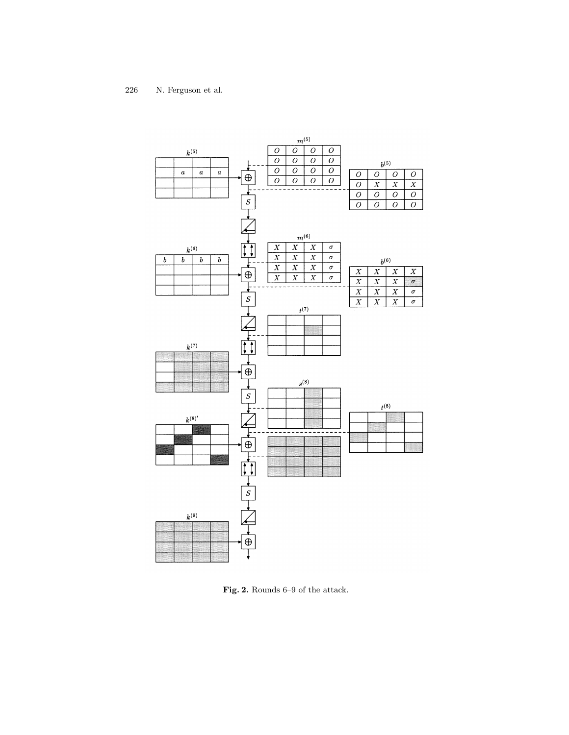**Fig. 2.** Rounds 6–9 of the attack.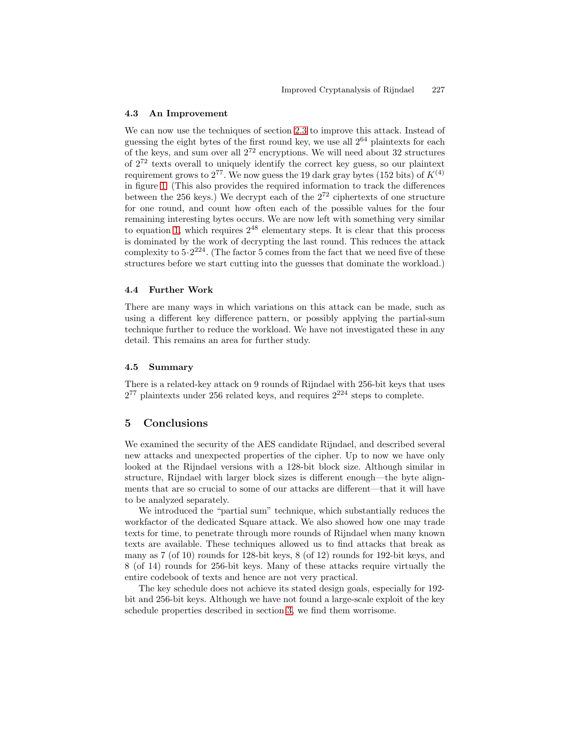### 4.3 An Improvement

We can now use the techniques of section 2.3 to improve this attack. Instead of guessing the eight bytes of the first round key, we use all $2^{64}$ plaintexts for each of the keys, and sum over all $2^{72}$ encryptions. We will need about 32 structures of $2^{72}$ texts overall to uniquely identify the correct key guess, so our plaintext requirement grows to $2^{77}$. We now guess the 19 dark gray bytes (152 bits) of $K^{(4)}$ in figure 1. (This also provides the required information to track the differences between the 256 keys.) We decrypt each of the $2^{72}$ ciphertexts of one structure for one round, and count how often each of the possible values for the four remaining interesting bytes occurs. We are now left with something very similar to equation 1, which requires $2^{48}$ elementary steps. It is clear that this process is dominated by the work of decrypting the last round. This reduces the attack complexity to $5 \cdot 2^{224}$. (The factor 5 comes from the fact that we need five of these structures before we start cutting into the guesses that dominate the workload.)

### 4.4 Further Work

There are many ways in which variations on this attack can be made, such as using a different key difference pattern, or possibly applying the partial-sum technique further to reduce the workload. We have not investigated these in any detail. This remains an area for further study.

### 4.5 Summary

There is a related-key attack on 9 rounds of Rijndael with 256-bit keys that uses $2^{77}$ plaintexts under 256 related keys, and requires $2^{224}$ steps to complete.

## 5 Conclusions

We examined the security of the AES candidate Rijndael, and described several new attacks and unexpected properties of the cipher. Up to now we have only looked at the Rijndael versions with a 128-bit block size. Although similar in structure, Rijndael with larger block sizes is different enough—the byte alignments that are so crucial to some of our attacks are different—that it will have to be analyzed separately.

We introduced the "partial sum" technique, which substantially reduces the workfactor of the dedicated Square attack. We also showed how one may trade texts for time, to penetrate through more rounds of Rijndael when many known texts are available. These techniques allowed us to find attacks that break as many as 7 (of 10) rounds for 128-bit keys, 8 (of 12) rounds for 192-bit keys, and 8 (of 14) rounds for 256-bit keys. Many of these attacks require virtually the entire codebook of texts and hence are not very practical.

The key schedule does not achieve its stated design goals, especially for 192-bit and 256-bit keys. Although we have not found a large-scale exploit of the key schedule properties described in section 3, we find them worrisome.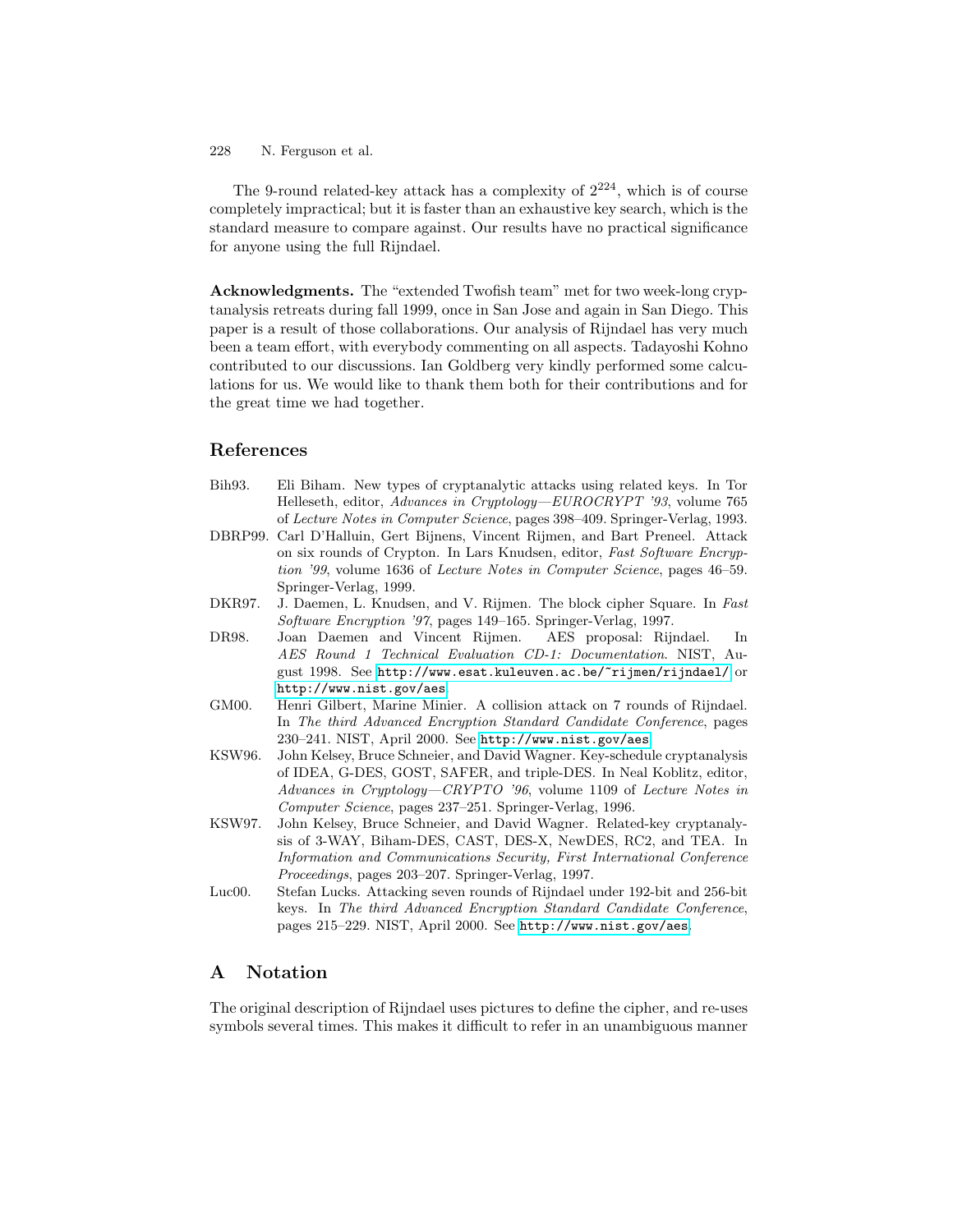The 9-round related-key attack has a complexity of $2^{224}$, which is of course completely impractical; but it is faster than an exhaustive key search, which is the standard measure to compare against. Our results have no practical significance for anyone using the full Rijndael.

**Acknowledgments.** The "extended Twofish team" met for two week-long cryptanalysis retreats during fall 1999, once in San Jose and again in San Diego. This paper is a result of those collaborations. Our analysis of Rijndael has very much been a team effort, with everybody commenting on all aspects. Tadayoshi Kohno contributed to our discussions. Ian Goldberg very kindly performed some calculations for us. We would like to thank them both for their contributions and for the great time we had together.

## References

- Bih93. Eli Biham. New types of cryptanalytic attacks using related keys. In Tor Helleseth, editor, *Advances in Cryptology—EUROCRYPT '93*, volume 765 of *Lecture Notes in Computer Science*, pages 398–409. Springer-Verlag, 1993.
- DBRP99. Carl D'Halluin, Gert Bijnens, Vincent Rijmen, and Bart Preneel. Attack on six rounds of Crypton. In Lars Knudsen, editor, *Fast Software Encryption '99*, volume 1636 of *Lecture Notes in Computer Science*, pages 46–59. Springer-Verlag, 1999.
- DKR97. J. Daemen, L. Knudsen, and V. Rijmen. The block cipher Square. In *Fast Software Encryption '97*, pages 149–165. Springer-Verlag, 1997.
- DR98. Joan Daemen and Vincent Rijmen. AES proposal: Rijndael. In *AES Round 1 Technical Evaluation CD-1: Documentation*. NIST, August 1998. See `http://www.esat.kuleuven.ac.be/~rijmen/rijndael/` or `http://www.nist.gov/aes`.
- GM00. Henri Gilbert, Marine Minier. A collision attack on 7 rounds of Rijndael. In *The third Advanced Encryption Standard Candidate Conference*, pages 230–241. NIST, April 2000. See `http://www.nist.gov/aes`.
- KSW96. John Kelsey, Bruce Schneier, and David Wagner. Key-schedule cryptanalysis of IDEA, G-DES, GOST, SAFER, and triple-DES. In Neal Koblitz, editor, *Advances in Cryptology—CRYPTO '96*, volume 1109 of *Lecture Notes in Computer Science*, pages 237–251. Springer-Verlag, 1996.
- KSW97. John Kelsey, Bruce Schneier, and David Wagner. Related-key cryptanalysis of 3-WAY, Biham-DES, CAST, DES-X, NewDES, RC2, and TEA. In *Information and Communications Security, First International Conference Proceedings*, pages 203–207. Springer-Verlag, 1997.
- Luc00. Stefan Lucks. Attacking seven rounds of Rijndael under 192-bit and 256-bit keys. In *The third Advanced Encryption Standard Candidate Conference*, pages 215–229. NIST, April 2000. See `http://www.nist.gov/aes`.

## A Notation

The original description of Rijndael uses pictures to define the cipher, and re-uses symbols several times. This makes it difficult to refer in an unambiguous manner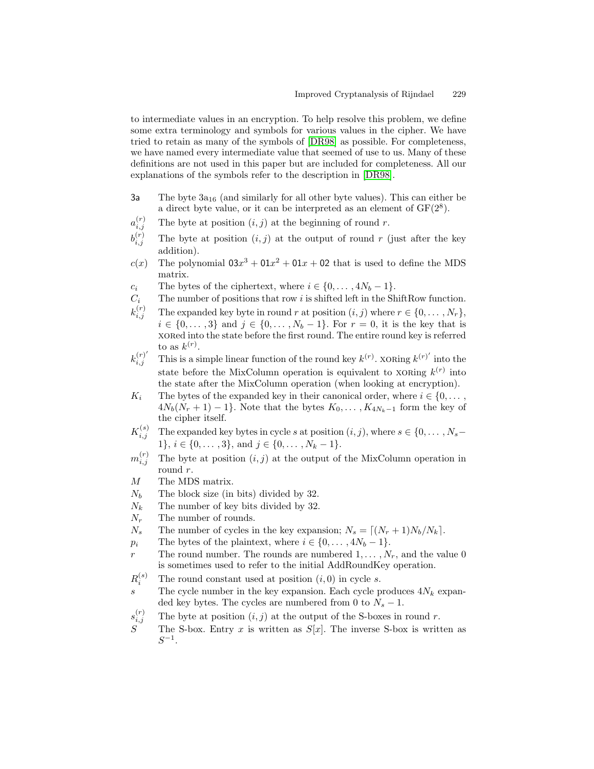to intermediate values in an encryption. To help resolve this problem, we define some extra terminology and symbols for various values in the cipher. We have tried to retain as many of the symbols of [DR98] as possible. For completeness, we have named every intermediate value that seemed of use to us. Many of these definitions are not used in this paper but are included for completeness. All our explanations of the symbols refer to the description in [DR98].

- 3a — The byte $3a_{16}$ (and similarly for all other byte values). This can either be a direct byte value, or it can be interpreted as an element of $GF(2^8)$.
- $a_{i,j}^{(r)}$ — The byte at position $(i, j)$ at the beginning of round $r$.
- $b_{i,j}^{(r)}$ — The byte at position $(i, j)$ at the output of round $r$ (just after the key addition).
- $c(x)$ — The polynomial $03x^3 + 01x^2 + 01x + 02$ that is used to define the MDS matrix.
- $c_i$ — The bytes of the ciphertext, where $i \in \{0, \ldots, 4N_b - 1\}$.
- $C_i$ — The number of positions that row $i$ is shifted left in the ShiftRow function.
- $k_{i,j}^{(r)}$ — The expanded key byte in round $r$ at position $(i, j)$ where $r \in \{0, \ldots, N_r\}$, $i \in \{0, \ldots, 3\}$ and $j \in \{0, \ldots, N_b - 1\}$. For $r = 0$, it is the key that is XORed into the state before the first round. The entire round key is referred to as $k^{(r)}$.
- $k_{i,j}^{(r)'}$ — This is a simple linear function of the round key $k^{(r)}$. XORing $k^{(r)'}$ into the state before the MixColumn operation is equivalent to XORing $k^{(r)}$ into the state after the MixColumn operation (when looking at encryption).
- $K_i$ — The bytes of the expanded key in their canonical order, where $i \in \{0, \ldots, 4N_b(N_r + 1) - 1\}$. Note that the bytes $K_0, \ldots, K_{4N_k - 1}$ form the key of the cipher itself.
- $K_{i,j}^{(s)}$ — The expanded key bytes in cycle $s$ at position $(i, j)$, where $s \in \{0, \ldots, N_s - 1\}$, $i \in \{0, \ldots, 3\}$, and $j \in \{0, \ldots, N_k - 1\}$.
- $m_{i,j}^{(r)}$ — The byte at position $(i, j)$ at the output of the MixColumn operation in round $r$.
- $M$ — The MDS matrix.
- $N_b$ — The block size (in bits) divided by 32.
- $N_k$ — The number of key bits divided by 32.
- $N_r$ — The number of rounds.
- $N_s$ — The number of cycles in the key expansion; $N_s = \lceil (N_r + 1)N_b/N_k \rceil$.
- $p_i$ — The bytes of the plaintext, where $i \in \{0, \ldots, 4N_b - 1\}$.
- $r$ — The round number. The rounds are numbered $1, \ldots, N_r$, and the value 0 is sometimes used to refer to the initial AddRoundKey operation.
- $R_i^{(s)}$ — The round constant used at position $(i, 0)$ in cycle $s$.
- $s$ — The cycle number in the key expansion. Each cycle produces $4N_k$ expanded key bytes. The cycles are numbered from 0 to $N_s - 1$.
- $s_{i,j}^{(r)}$ — The byte at position $(i, j)$ at the output of the S-boxes in round $r$.
- $S$ — The S-box. Entry $x$ is written as $S[x]$. The inverse S-box is written as $S^{-1}$.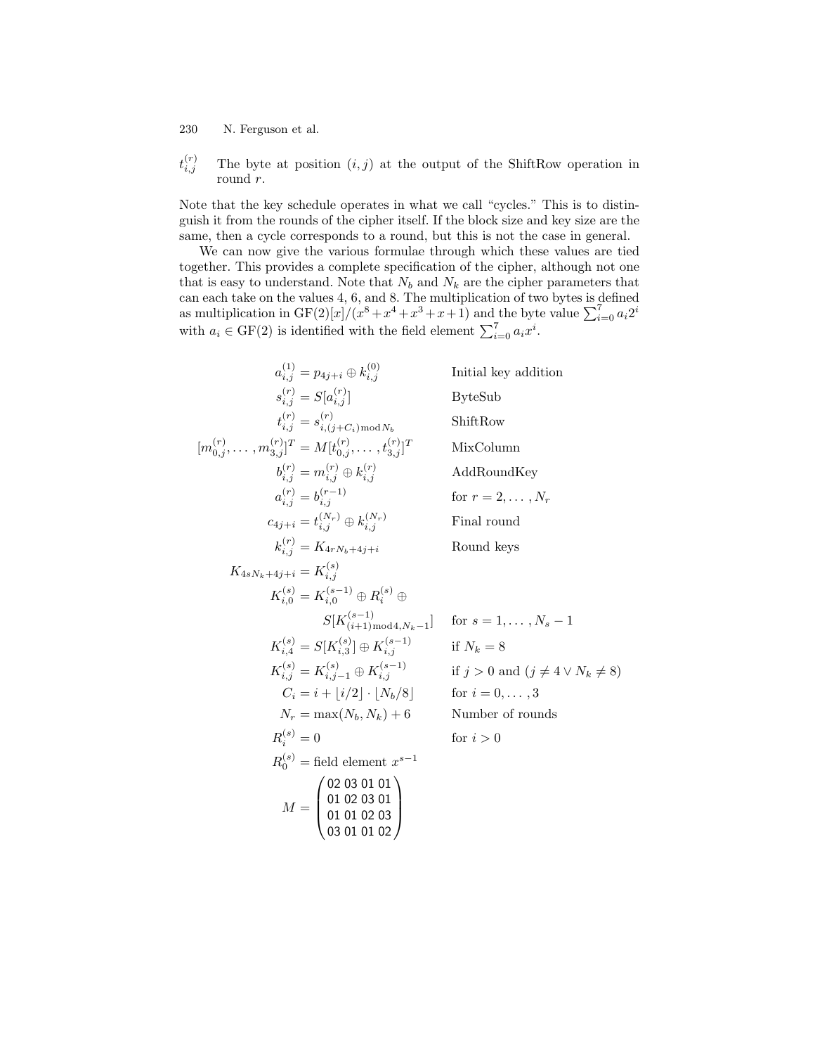$t_{i,j}^{(r)}$ The byte at position $(i,j)$ at the output of the ShiftRow operation in round $r$.

Note that the key schedule operates in what we call "cycles." This is to distinguish it from the rounds of the cipher itself. If the block size and key size are the same, then a cycle corresponds to a round, but this is not the case in general.

We can now give the various formulae through which these values are tied together. This provides a complete specification of the cipher, although not one that is easy to understand. Note that $N_b$ and $N_k$ are the cipher parameters that can each take on the values 4, 6, and 8. The multiplication of two bytes is defined as multiplication in $\mathrm{GF}(2)[x]/(x^8+x^4+x^3+x+1)$ and the byte value $\sum_{i=0}^{7} a_i 2^i$ with $a_i \in \mathrm{GF}(2)$ is identified with the field element $\sum_{i=0}^{7} a_i x^i$.

$$
\begin{aligned}
a_{i,j}^{(1)} &= p_{4j+i} \oplus k_{i,j}^{(0)} && \text{Initial key addition} \\
s_{i,j}^{(r)} &= S[a_{i,j}^{(r)}] && \text{ByteSub} \\
t_{i,j}^{(r)} &= s_{i,(j+C_i) \bmod N_b}^{(r)} && \text{ShiftRow} \\
[m_{0,j}^{(r)}, \ldots, m_{3,j}^{(r)}]^T &= M[t_{0,j}^{(r)}, \ldots, t_{3,j}^{(r)}]^T && \text{MixColumn} \\
b_{i,j}^{(r)} &= m_{i,j}^{(r)} \oplus k_{i,j}^{(r)} && \text{AddRoundKey} \\
a_{i,j}^{(r)} &= b_{i,j}^{(r-1)} && \text{for } r = 2, \ldots, N_r \\
c_{4j+i} &= t_{i,j}^{(N_r)} \oplus k_{i,j}^{(N_r)} && \text{Final round} \\
k_{i,j}^{(r)} &= K_{4rN_b+4j+i} && \text{Round keys} \\
K_{4sN_k+4j+i} &= K_{i,j}^{(s)} && \\
K_{i,0}^{(s)} &= K_{i,0}^{(s-1)} \oplus R_i^{(s)} \oplus && \\
&\qquad S[K_{(i+1) \bmod 4, N_k-1}^{(s-1)}] && \text{for } s = 1, \ldots, N_s - 1 \\
K_{i,4}^{(s)} &= S[K_{i,3}^{(s)}] \oplus K_{i,j}^{(s-1)} && \text{if } N_k = 8 \\
K_{i,j}^{(s)} &= K_{i,j-1}^{(s)} \oplus K_{i,j}^{(s-1)} && \text{if } j > 0 \text{ and } (j \neq 4 \vee N_k \neq 8) \\
C_i &= i + \lfloor i/2 \rfloor \cdot \lfloor N_b/8 \rfloor && \text{for } i = 0, \ldots, 3 \\
N_r &= \max(N_b, N_k) + 6 && \text{Number of rounds} \\
R_i^{(s)} &= 0 && \text{for } i > 0 \\
R_0^{(s)} &= \text{field element } x^{s-1} && \\
M &= \begin{pmatrix} \texttt{02 03 01 01} \\ \texttt{01 02 03 01} \\ \texttt{01 01 02 03} \\ \texttt{03 01 01 02} \end{pmatrix} &&
\end{aligned}
$$